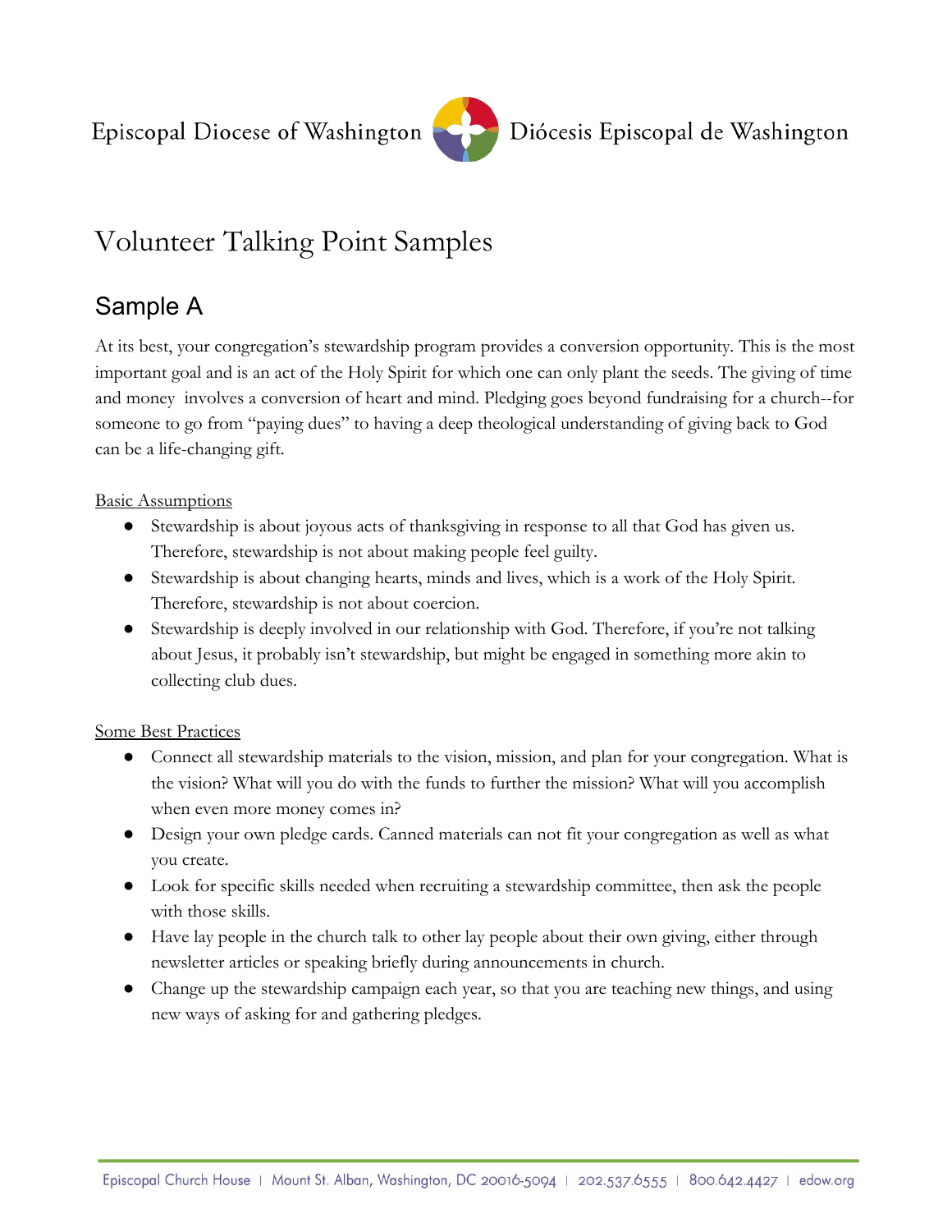Episcopal Diocese of Washington | Diócesis Episcopal de Washington

# Volunteer Talking Point Samples

## Sample A

At its best, your congregation's stewardship program provides a conversion opportunity. This is the most important goal and is an act of the Holy Spirit for which one can only plant the seeds. The giving of time and money involves a conversion of heart and mind. Pledging goes beyond fundraising for a church--for someone to go from "paying dues" to having a deep theological understanding of giving back to God can be a life-changing gift.

Basic Assumptions

- Stewardship is about joyous acts of thanksgiving in response to all that God has given us. Therefore, stewardship is not about making people feel guilty.
- Stewardship is about changing hearts, minds and lives, which is a work of the Holy Spirit. Therefore, stewardship is not about coercion.
- Stewardship is deeply involved in our relationship with God. Therefore, if you're not talking about Jesus, it probably isn't stewardship, but might be engaged in something more akin to collecting club dues.

Some Best Practices

- Connect all stewardship materials to the vision, mission, and plan for your congregation. What is the vision? What will you do with the funds to further the mission? What will you accomplish when even more money comes in?
- Design your own pledge cards. Canned materials can not fit your congregation as well as what you create.
- Look for specific skills needed when recruiting a stewardship committee, then ask the people with those skills.
- Have lay people in the church talk to other lay people about their own giving, either through newsletter articles or speaking briefly during announcements in church.
- Change up the stewardship campaign each year, so that you are teaching new things, and using new ways of asking for and gathering pledges.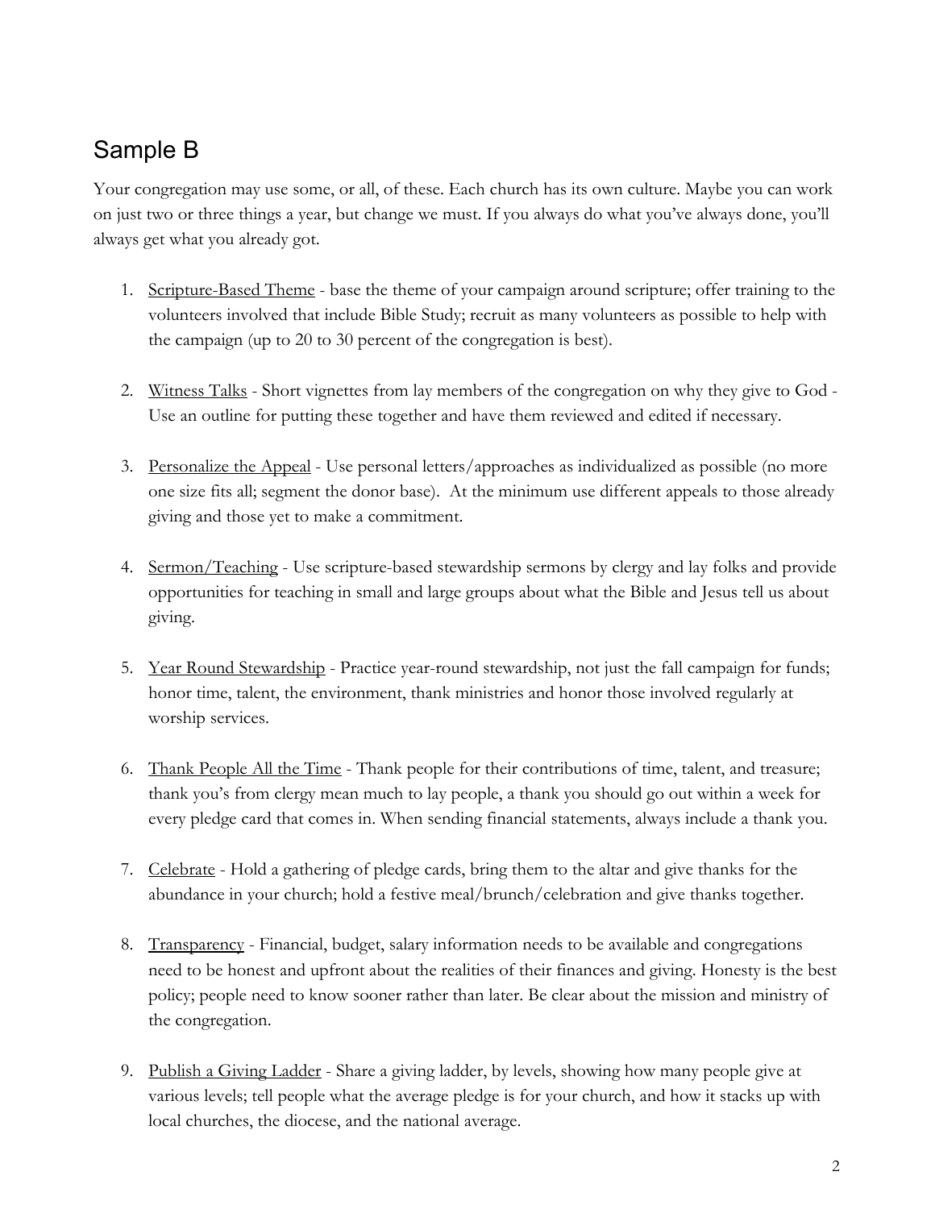## Sample B

Your congregation may use some, or all, of these. Each church has its own culture. Maybe you can work on just two or three things a year, but change we must. If you always do what you've always done, you'll always get what you already got.

1. Scripture-Based Theme - base the theme of your campaign around scripture; offer training to the volunteers involved that include Bible Study; recruit as many volunteers as possible to help with the campaign (up to 20 to 30 percent of the congregation is best).

2. Witness Talks - Short vignettes from lay members of the congregation on why they give to God - Use an outline for putting these together and have them reviewed and edited if necessary.

3. Personalize the Appeal - Use personal letters/approaches as individualized as possible (no more one size fits all; segment the donor base). At the minimum use different appeals to those already giving and those yet to make a commitment.

4. Sermon/Teaching - Use scripture-based stewardship sermons by clergy and lay folks and provide opportunities for teaching in small and large groups about what the Bible and Jesus tell us about giving.

5. Year Round Stewardship - Practice year-round stewardship, not just the fall campaign for funds; honor time, talent, the environment, thank ministries and honor those involved regularly at worship services.

6. Thank People All the Time - Thank people for their contributions of time, talent, and treasure; thank you's from clergy mean much to lay people, a thank you should go out within a week for every pledge card that comes in. When sending financial statements, always include a thank you.

7. Celebrate - Hold a gathering of pledge cards, bring them to the altar and give thanks for the abundance in your church; hold a festive meal/brunch/celebration and give thanks together.

8. Transparency - Financial, budget, salary information needs to be available and congregations need to be honest and upfront about the realities of their finances and giving. Honesty is the best policy; people need to know sooner rather than later. Be clear about the mission and ministry of the congregation.

9. Publish a Giving Ladder - Share a giving ladder, by levels, showing how many people give at various levels; tell people what the average pledge is for your church, and how it stacks up with local churches, the diocese, and the national average.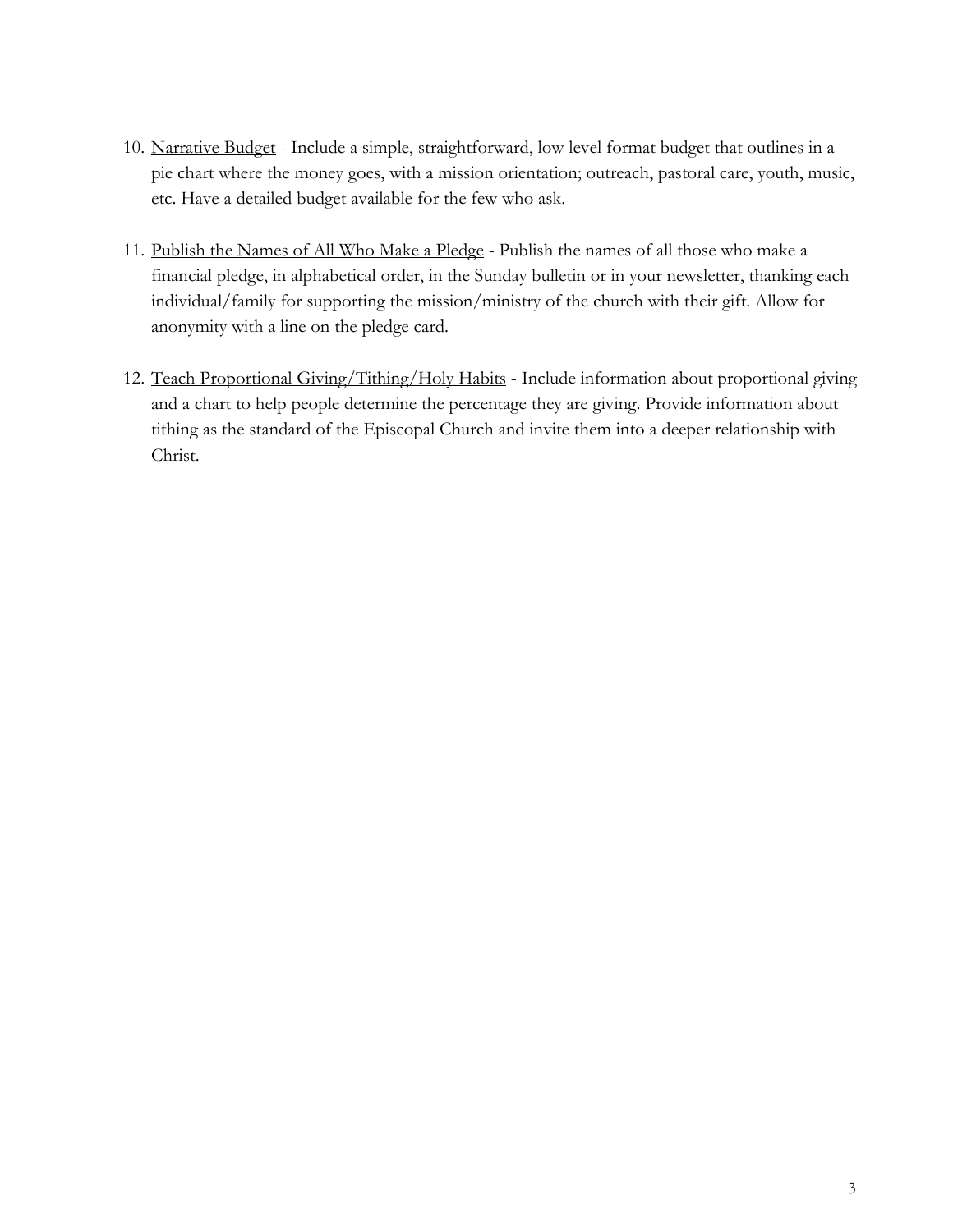10. <u>Narrative Budget</u> - Include a simple, straightforward, low level format budget that outlines in a pie chart where the money goes, with a mission orientation; outreach, pastoral care, youth, music, etc. Have a detailed budget available for the few who ask.

11. <u>Publish the Names of All Who Make a Pledge</u> - Publish the names of all those who make a financial pledge, in alphabetical order, in the Sunday bulletin or in your newsletter, thanking each individual/family for supporting the mission/ministry of the church with their gift. Allow for anonymity with a line on the pledge card.

12. <u>Teach Proportional Giving/Tithing/Holy Habits</u> - Include information about proportional giving and a chart to help people determine the percentage they are giving. Provide information about tithing as the standard of the Episcopal Church and invite them into a deeper relationship with Christ.